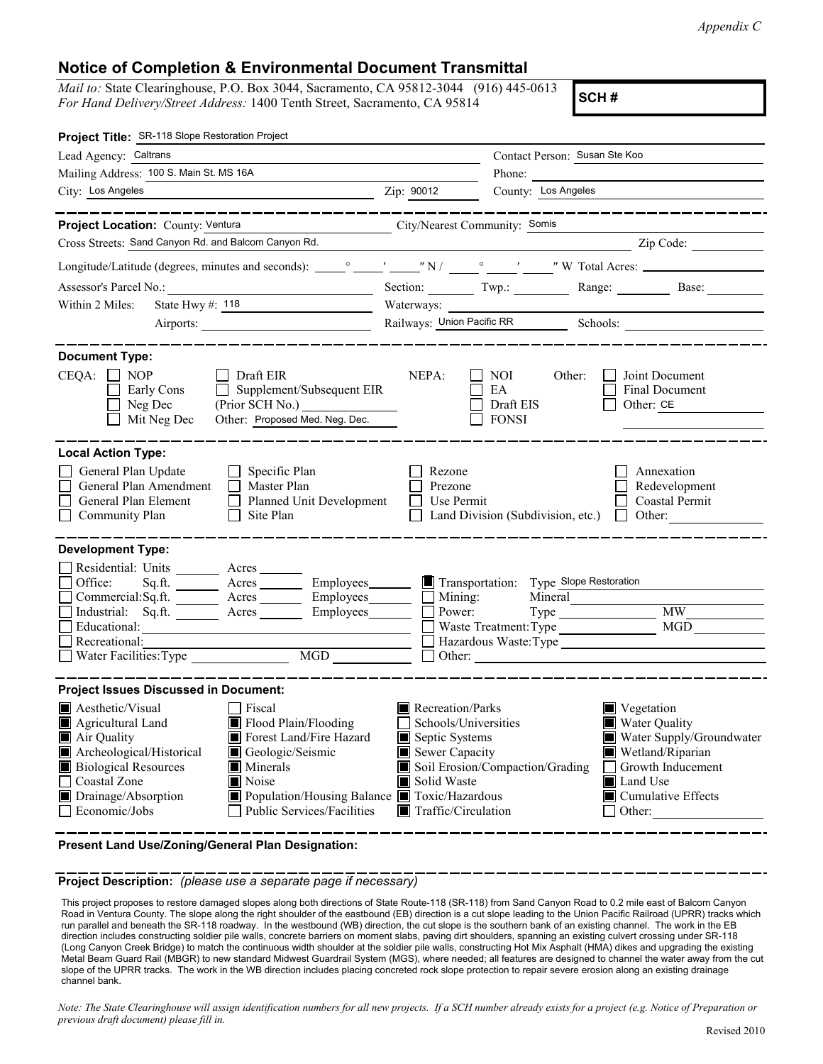Appendix C

# Notice of Completion & Environmental Document Transmittal

*Mail to:* State Clearinghouse, P.O. Box 3044, Sacramento, CA 95812-3044 (916) 445-0613
*For Hand Delivery/Street Address:* 1400 Tenth Street, Sacramento, CA 95814

**SCH #**

**Project Title:** SR-118 Slope Restoration Project

Lead Agency: Caltrans
Contact Person: Susan Ste Koo
Mailing Address: 100 S. Main St. MS 16A
Phone:
City: Los Angeles
Zip: 90012
County: Los Angeles

**Project Location:** County: Ventura
City/Nearest Community: Somis
Cross Streets: Sand Canyon Rd. and Balcom Canyon Rd.
Zip Code:
Longitude/Latitude (degrees, minutes and seconds): \_\_\_° \_\_\_′ \_\_\_″ N / \_\_\_° \_\_\_′ \_\_\_″ W Total Acres:
Assessor's Parcel No.:
Section: Twp.: Range: Base:
Within 2 Miles: State Hwy #: 118
Waterways:
Airports:
Railways: Union Pacific RR
Schools:

**Document Type:**

CEQA: ☐ NOP ☐ Early Cons ☐ Neg Dec ☐ Mit Neg Dec ☐ Draft EIR ☐ Supplement/Subsequent EIR (Prior SCH No.) Other: Proposed Med. Neg. Dec.

NEPA: ☐ NOI ☐ EA ☐ Draft EIS ☐ FONSI

Other: ☐ Joint Document ☐ Final Document ☐ Other: CE

**Local Action Type:**

☐ General Plan Update ☐ General Plan Amendment ☐ General Plan Element ☐ Community Plan ☐ Specific Plan ☐ Master Plan ☐ Planned Unit Development ☐ Site Plan ☐ Rezone ☐ Prezone ☐ Use Permit ☐ Land Division (Subdivision, etc.) ☐ Annexation ☐ Redevelopment ☐ Coastal Permit ☐ Other:

**Development Type:**

☐ Residential: Units \_\_\_ Acres \_\_\_
☐ Office: Sq.ft. \_\_\_ Acres \_\_\_ Employees \_\_\_
☐ Commercial: Sq.ft. \_\_\_ Acres \_\_\_ Employees \_\_\_
☐ Industrial: Sq.ft. \_\_\_ Acres \_\_\_ Employees \_\_\_
☐ Educational:
☐ Recreational:
☐ Water Facilities: Type \_\_\_ MGD \_\_\_
■ Transportation: Type Slope Restoration
☐ Mining: Mineral
☐ Power: Type \_\_\_ MW
☐ Waste Treatment: Type \_\_\_ MGD
☐ Hazardous Waste: Type
☐ Other:

**Project Issues Discussed in Document:**

■ Aesthetic/Visual
■ Agricultural Land
■ Air Quality
■ Archeological/Historical
■ Biological Resources
☐ Coastal Zone
■ Drainage/Absorption
☐ Economic/Jobs
☐ Fiscal
■ Flood Plain/Flooding
■ Forest Land/Fire Hazard
■ Geologic/Seismic
■ Minerals
■ Noise
■ Population/Housing Balance
☐ Public Services/Facilities
■ Recreation/Parks
☐ Schools/Universities
■ Septic Systems
■ Sewer Capacity
■ Soil Erosion/Compaction/Grading
■ Solid Waste
■ Toxic/Hazardous
■ Traffic/Circulation
■ Vegetation
■ Water Quality
■ Water Supply/Groundwater
■ Wetland/Riparian
☐ Growth Inducement
■ Land Use
■ Cumulative Effects
☐ Other:

**Present Land Use/Zoning/General Plan Designation:**

**Project Description:** *(please use a separate page if necessary)*

This project proposes to restore damaged slopes along both directions of State Route-118 (SR-118) from Sand Canyon Road to 0.2 mile east of Balcom Canyon Road in Ventura County. The slope along the right shoulder of the eastbound (EB) direction is a cut slope leading to the Union Pacific Railroad (UPRR) tracks which run parallel and beneath the SR-118 roadway. In the westbound (WB) direction, the cut slope is the southern bank of an existing channel. The work in the EB direction includes constructing soldier pile walls, concrete barriers on moment slabs, paving dirt shoulders, spanning an existing culvert crossing under SR-118 (Long Canyon Creek Bridge) to match the continuous width shoulder at the soldier pile walls, constructing Hot Mix Asphalt (HMA) dikes and upgrading the existing Metal Beam Guard Rail (MBGR) to new standard Midwest Guardrail System (MGS), where needed; all features are designed to channel the water away from the cut slope of the UPRR tracks. The work in the WB direction includes placing concreted rock slope protection to repair severe erosion along an existing drainage channel bank.

*Note: The State Clearinghouse will assign identification numbers for all new projects. If a SCH number already exists for a project (e.g. Notice of Preparation or previous draft document) please fill in.*

Revised 2010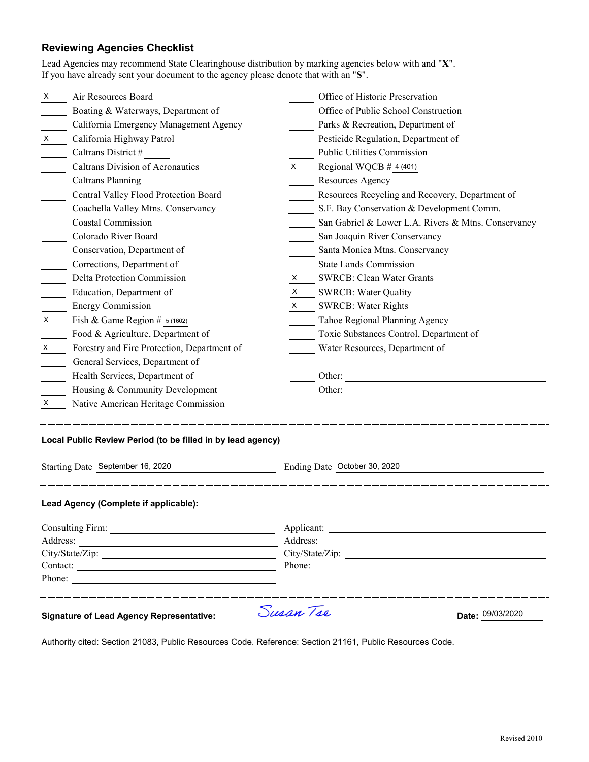## Reviewing Agencies Checklist

Lead Agencies may recommend State Clearinghouse distribution by marking agencies below with and "**X**". If you have already sent your document to the agency please denote that with an "**S**".

| | | | |
|---|---|---|---|
| X | Air Resources Board | | Office of Historic Preservation |
| | Boating & Waterways, Department of | | Office of Public School Construction |
| | California Emergency Management Agency | | Parks & Recreation, Department of |
| X | California Highway Patrol | | Pesticide Regulation, Department of |
| | Caltrans District # ____ | | Public Utilities Commission |
| | Caltrans Division of Aeronautics | X | Regional WQCB # 4 (401) |
| | Caltrans Planning | | Resources Agency |
| | Central Valley Flood Protection Board | | Resources Recycling and Recovery, Department of |
| | Coachella Valley Mtns. Conservancy | | S.F. Bay Conservation & Development Comm. |
| | Coastal Commission | | San Gabriel & Lower L.A. Rivers & Mtns. Conservancy |
| | Colorado River Board | | San Joaquin River Conservancy |
| | Conservation, Department of | | Santa Monica Mtns. Conservancy |
| | Corrections, Department of | | State Lands Commission |
| | Delta Protection Commission | X | SWRCB: Clean Water Grants |
| | Education, Department of | X | SWRCB: Water Quality |
| | Energy Commission | X | SWRCB: Water Rights |
| X | Fish & Game Region # 5 (1602) | | Tahoe Regional Planning Agency |
| | Food & Agriculture, Department of | | Toxic Substances Control, Department of |
| X | Forestry and Fire Protection, Department of | | Water Resources, Department of |
| | General Services, Department of | | |
| | Health Services, Department of | | Other: |
| | Housing & Community Development | | Other: |
| X | Native American Heritage Commission | | |

---

**Local Public Review Period (to be filled in by lead agency)**

Starting Date September 16, 2020 Ending Date October 30, 2020

---

**Lead Agency (Complete if applicable):**

Consulting Firm: ____________________ Applicant: ____________________
Address: ____________________ Address: ____________________
City/State/Zip: ____________________ City/State/Zip: ____________________
Contact: ____________________ Phone: ____________________
Phone: ____________________

---

**Signature of Lead Agency Representative:** Susan Tse **Date:** 09/03/2020

Authority cited: Section 21083, Public Resources Code. Reference: Section 21161, Public Resources Code.

Revised 2010